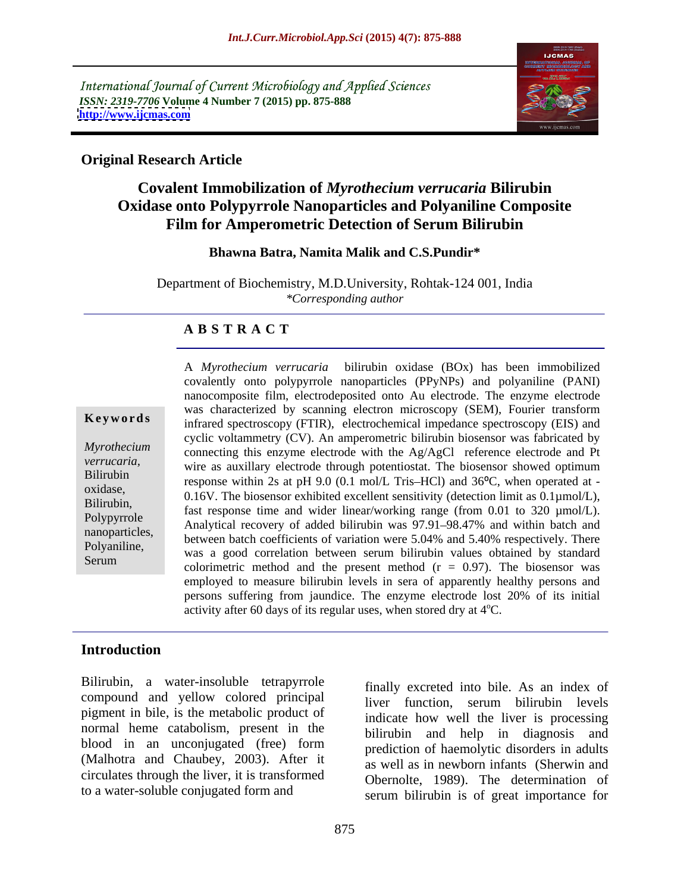International Journal of Current Microbiology and Applied Sciences
*ISSN: 2319-7706* **Volume 4 Number 7 (2015) pp. 875-888**
**http://www.ijcmas.com**

**Original Research Article**

# Covalent Immobilization of *Myrothecium verrucaria* Bilirubin Oxidase onto Polypyrrole Nanoparticles and Polyaniline Composite Film for Amperometric Detection of Serum Bilirubin

**Bhawna Batra, Namita Malik and C.S.Pundir***

Department of Biochemistry, M.D.University, Rohtak-124 001, India
*\*Corresponding author*

## A B S T R A C T

**Keywords**

*Myrothecium verrucaria*, Bilirubin oxidase, Bilirubin, Polypyrrole nanoparticles, Polyaniline, Serum

A *Myrothecium verrucaria* bilirubin oxidase (BOx) has been immobilized covalently onto polypyrrole nanoparticles (PPyNPs) and polyaniline (PANI) nanocomposite film, electrodeposited onto Au electrode. The enzyme electrode was characterized by scanning electron microscopy (SEM), Fourier transform infrared spectroscopy (FTIR), electrochemical impedance spectroscopy (EIS) and cyclic voltammetry (CV). An amperometric bilirubin biosensor was fabricated by connecting this enzyme electrode with the Ag/AgCl reference electrode and Pt wire as auxillary electrode through potentiostat. The biosensor showed optimum response within 2s at pH 9.0 (0.1 mol/L Tris–HCl) and 36$^{o}$C, when operated at -0.16V. The biosensor exhibited excellent sensitivity (detection limit as 0.1µmol/L), fast response time and wider linear/working range (from 0.01 to 320 µmol/L). Analytical recovery of added bilirubin was 97.91–98.47% and within batch and between batch coefficients of variation were 5.04% and 5.40% respectively. There was a good correlation between serum bilirubin values obtained by standard colorimetric method and the present method (r = 0.97). The biosensor was employed to measure bilirubin levels in sera of apparently healthy persons and persons suffering from jaundice. The enzyme electrode lost 20% of its initial activity after 60 days of its regular uses, when stored dry at 4$^{o}$C.

## Introduction

Bilirubin, a water-insoluble tetrapyrrole compound and yellow colored principal pigment in bile, is the metabolic product of normal heme catabolism, present in the blood in an unconjugated (free) form (Malhotra and Chaubey, 2003). After it circulates through the liver, it is transformed to a water-soluble conjugated form and finally excreted into bile. As an index of liver function, serum bilirubin levels indicate how well the liver is processing bilirubin and help in diagnosis and prediction of haemolytic disorders in adults as well as in newborn infants (Sherwin and Obernolte, 1989). The determination of serum bilirubin is of great importance for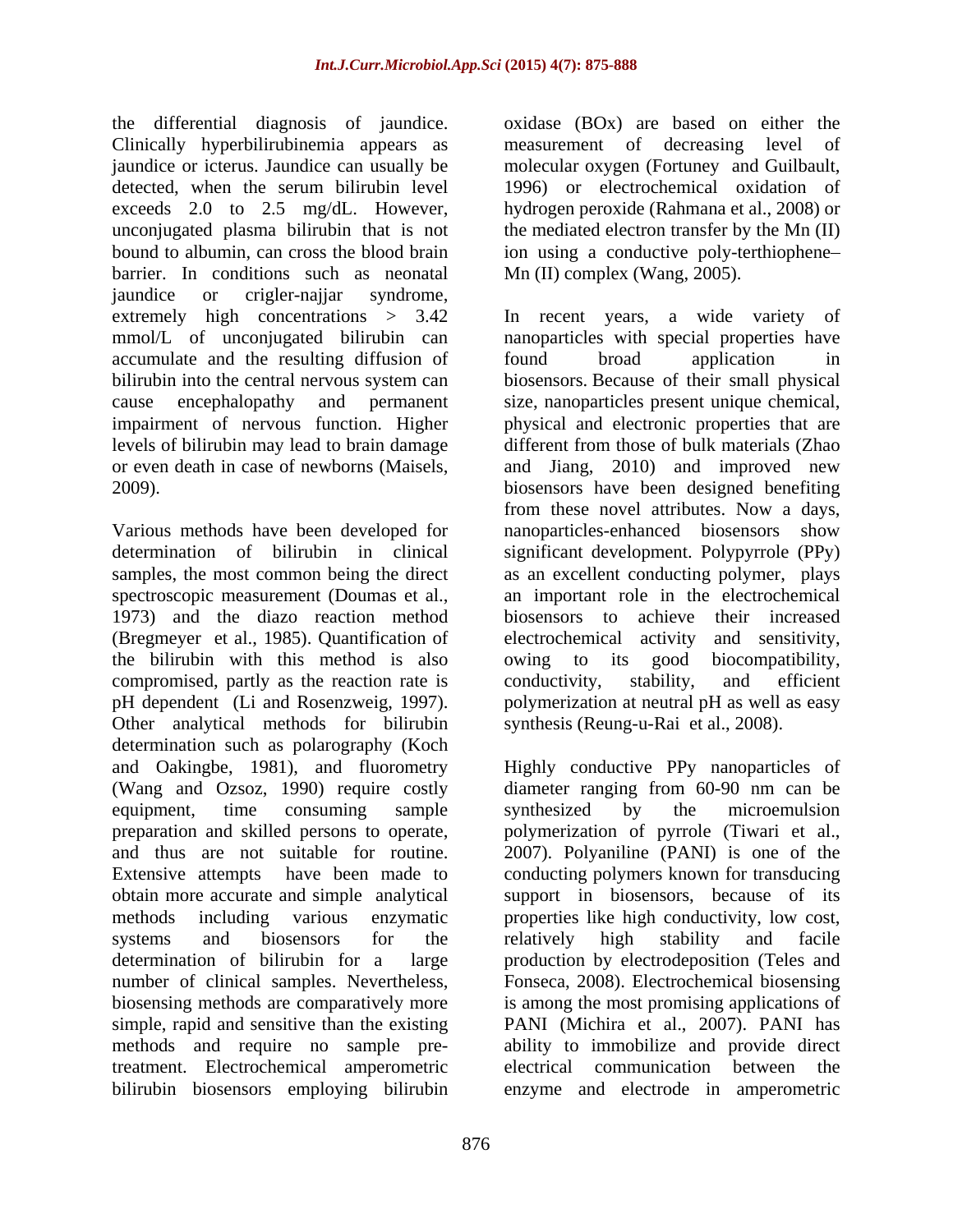the differential diagnosis of jaundice. Clinically hyperbilirubinemia appears as jaundice or icterus. Jaundice can usually be detected, when the serum bilirubin level exceeds 2.0 to 2.5 mg/dL. However, unconjugated plasma bilirubin that is not bound to albumin, can cross the blood brain barrier. In conditions such as neonatal jaundice or crigler-najjar syndrome, extremely high concentrations > 3.42 mmol/L of unconjugated bilirubin can accumulate and the resulting diffusion of bilirubin into the central nervous system can cause encephalopathy and permanent impairment of nervous function. Higher levels of bilirubin may lead to brain damage or even death in case of newborns (Maisels, 2009).

Various methods have been developed for determination of bilirubin in clinical samples, the most common being the direct spectroscopic measurement (Doumas et al., 1973) and the diazo reaction method (Bregmeyer et al., 1985). Quantification of the bilirubin with this method is also compromised, partly as the reaction rate is pH dependent (Li and Rosenzweig, 1997). Other analytical methods for bilirubin determination such as polarography (Koch and Oakingbe, 1981), and fluorometry (Wang and Ozsoz, 1990) require costly equipment, time consuming sample preparation and skilled persons to operate, and thus are not suitable for routine. Extensive attempts have been made to obtain more accurate and simple analytical methods including various enzymatic systems and biosensors for the determination of bilirubin for a large number of clinical samples. Nevertheless, biosensing methods are comparatively more simple, rapid and sensitive than the existing methods and require no sample pre-treatment. Electrochemical amperometric bilirubin biosensors employing bilirubin oxidase (BOx) are based on either the measurement of decreasing level of molecular oxygen (Fortuney and Guilbault, 1996) or electrochemical oxidation of hydrogen peroxide (Rahmana et al., 2008) or the mediated electron transfer by the Mn (II) ion using a conductive poly-terthiophene–Mn (II) complex (Wang, 2005).

In recent years, a wide variety of nanoparticles with special properties have found broad application in biosensors. Because of their small physical size, nanoparticles present unique chemical, physical and electronic properties that are different from those of bulk materials (Zhao and Jiang, 2010) and improved new biosensors have been designed benefiting from these novel attributes. Now a days, nanoparticles-enhanced biosensors show significant development. Polypyrrole (PPy) as an excellent conducting polymer, plays an important role in the electrochemical biosensors to achieve their increased electrochemical activity and sensitivity, owing to its good biocompatibility, conductivity, stability, and efficient polymerization at neutral pH as well as easy synthesis (Reung-u-Rai et al., 2008).

Highly conductive PPy nanoparticles of diameter ranging from 60-90 nm can be synthesized by the microemulsion polymerization of pyrrole (Tiwari et al., 2007). Polyaniline (PANI) is one of the conducting polymers known for transducing support in biosensors, because of its properties like high conductivity, low cost, relatively high stability and facile production by electrodeposition (Teles and Fonseca, 2008). Electrochemical biosensing is among the most promising applications of PANI (Michira et al., 2007). PANI has ability to immobilize and provide direct electrical communication between the enzyme and electrode in amperometric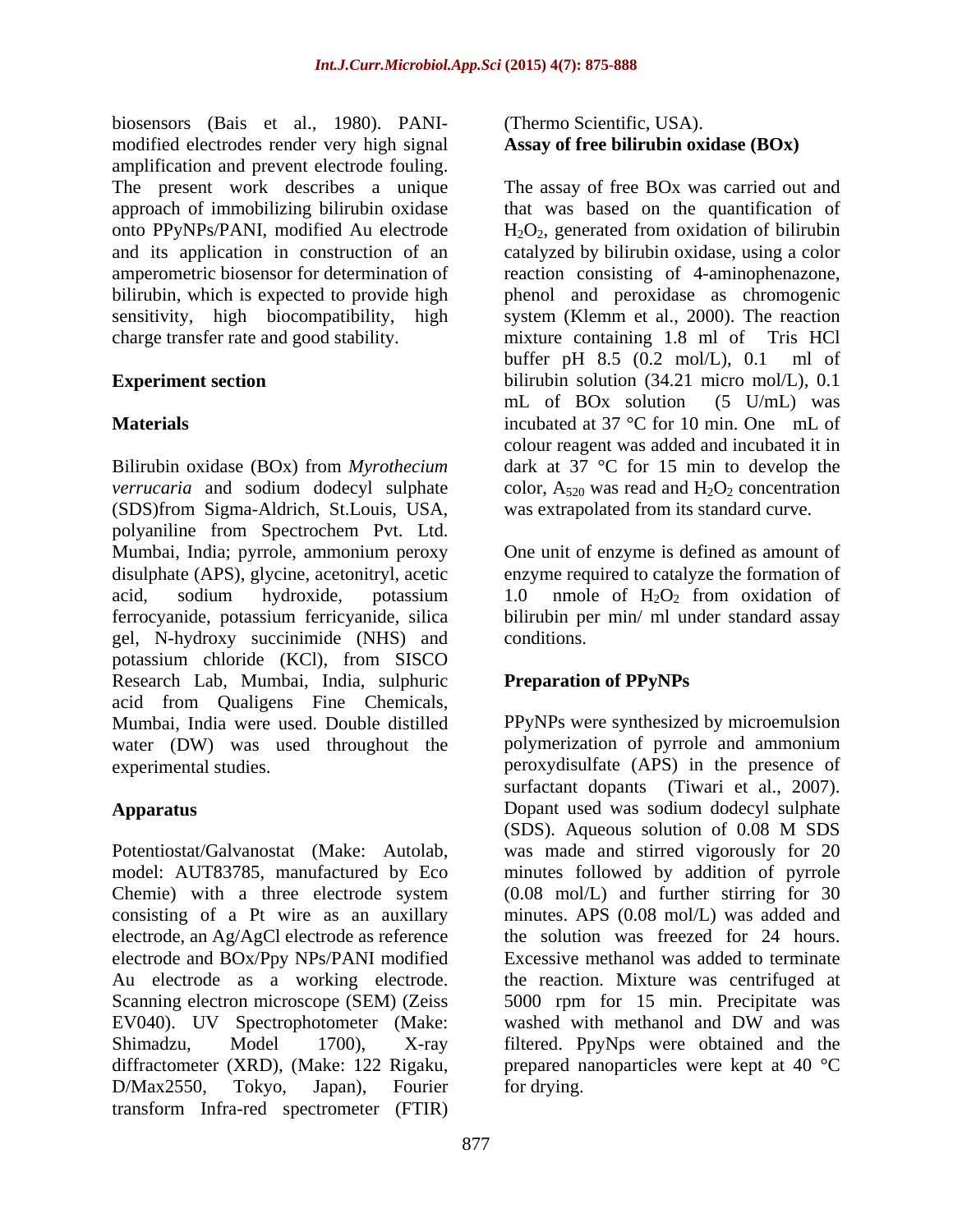biosensors (Bais et al., 1980). PANI-modified electrodes render very high signal amplification and prevent electrode fouling. The present work describes a unique approach of immobilizing bilirubin oxidase onto PPyNPs/PANI, modified Au electrode and its application in construction of an amperometric biosensor for determination of bilirubin, which is expected to provide high sensitivity, high biocompatibility, high charge transfer rate and good stability.

## Experiment section

### Materials

Bilirubin oxidase (BOx) from *Myrothecium verrucaria* and sodium dodecyl sulphate (SDS)from Sigma-Aldrich, St.Louis, USA, polyaniline from Spectrochem Pvt. Ltd. Mumbai, India; pyrrole, ammonium peroxy disulphate (APS), glycine, acetonitryl, acetic acid, sodium hydroxide, potassium ferrocyanide, potassium ferricyanide, silica gel, N-hydroxy succinimide (NHS) and potassium chloride (KCl), from SISCO Research Lab, Mumbai, India, sulphuric acid from Qualigens Fine Chemicals, Mumbai, India were used. Double distilled water (DW) was used throughout the experimental studies.

### Apparatus

Potentiostat/Galvanostat (Make: Autolab, model: AUT83785, manufactured by Eco Chemie) with a three electrode system consisting of a Pt wire as an auxillary electrode, an Ag/AgCl electrode as reference electrode and BOx/Ppy NPs/PANI modified Au electrode as a working electrode. Scanning electron microscope (SEM) (Zeiss EV040). UV Spectrophotometer (Make: Shimadzu, Model 1700), X-ray diffractometer (XRD), (Make: 122 Rigaku, D/Max2550, Tokyo, Japan), Fourier transform Infra-red spectrometer (FTIR) (Thermo Scientific, USA).

### Assay of free bilirubin oxidase (BOx)

The assay of free BOx was carried out and that was based on the quantification of $H_2O_2$, generated from oxidation of bilirubin catalyzed by bilirubin oxidase, using a color reaction consisting of 4-aminophenazone, phenol and peroxidase as chromogenic system (Klemm et al., 2000). The reaction mixture containing 1.8 ml of Tris HCl buffer pH 8.5 (0.2 mol/L), 0.1 ml of bilirubin solution (34.21 micro mol/L), 0.1 mL of BOx solution (5 U/mL) was incubated at 37 °C for 10 min. One mL of colour reagent was added and incubated it in dark at 37 °C for 15 min to develop the color, $A_{520}$ was read and $H_2O_2$ concentration was extrapolated from its standard curve.

One unit of enzyme is defined as amount of enzyme required to catalyze the formation of 1.0 nmole of $H_2O_2$ from oxidation of bilirubin per min/ ml under standard assay conditions.

### Preparation of PPyNPs

PPyNPs were synthesized by microemulsion polymerization of pyrrole and ammonium peroxydisulfate (APS) in the presence of surfactant dopants (Tiwari et al., 2007). Dopant used was sodium dodecyl sulphate (SDS). Aqueous solution of 0.08 M SDS was made and stirred vigorously for 20 minutes followed by addition of pyrrole (0.08 mol/L) and further stirring for 30 minutes. APS (0.08 mol/L) was added and the solution was freezed for 24 hours. Excessive methanol was added to terminate the reaction. Mixture was centrifuged at 5000 rpm for 15 min. Precipitate was washed with methanol and DW and was filtered. PpyNps were obtained and the prepared nanoparticles were kept at 40 °C for drying.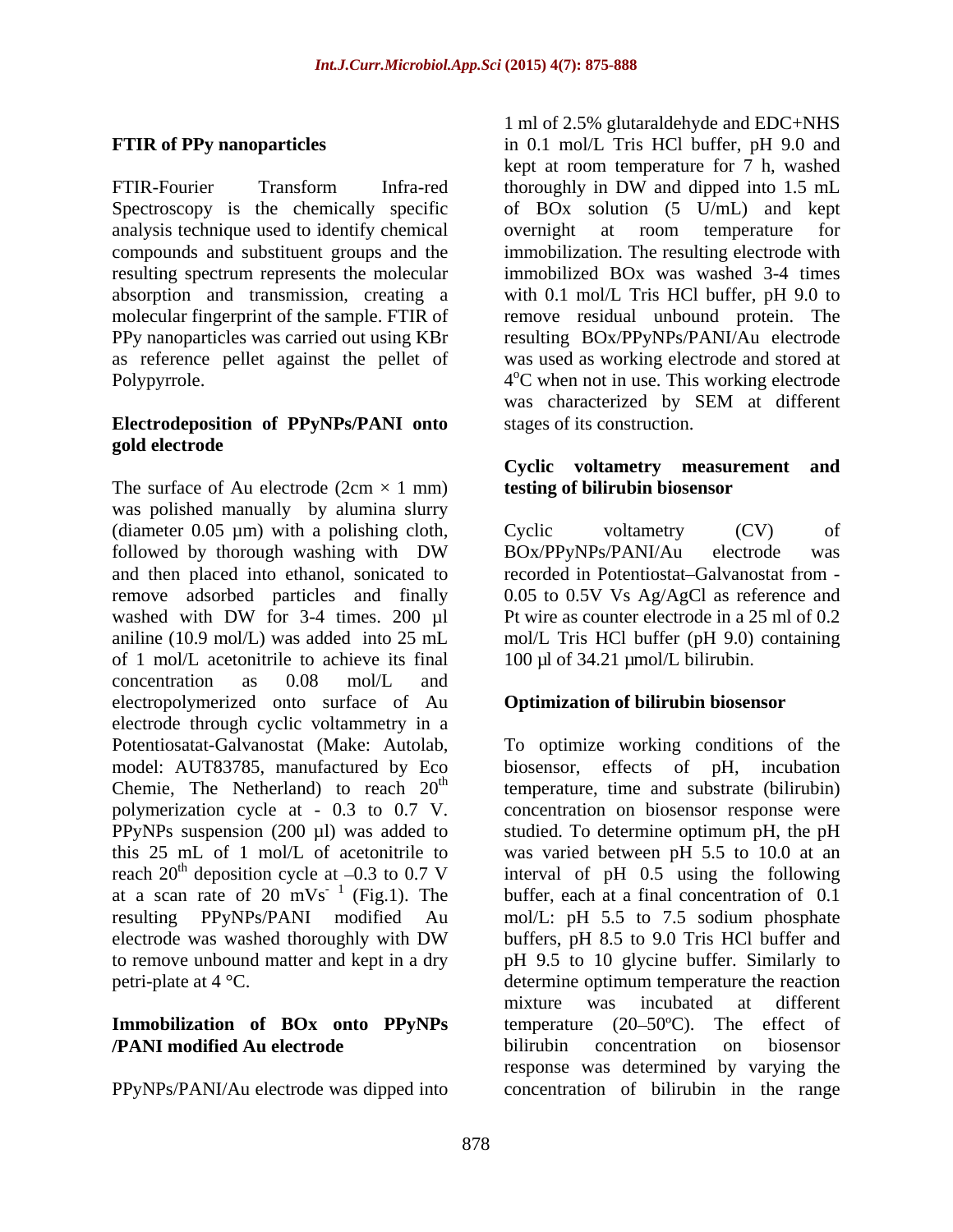## FTIR of PPy nanoparticles

FTIR-Fourier Transform Infra-red Spectroscopy is the chemically specific analysis technique used to identify chemical compounds and substituent groups and the resulting spectrum represents the molecular absorption and transmission, creating a molecular fingerprint of the sample. FTIR of PPy nanoparticles was carried out using KBr as reference pellet against the pellet of Polypyrrole.

## Electrodeposition of PPyNPs/PANI onto gold electrode

The surface of Au electrode (2cm × 1 mm) was polished manually by alumina slurry (diameter 0.05 µm) with a polishing cloth, followed by thorough washing with DW and then placed into ethanol, sonicated to remove adsorbed particles and finally washed with DW for 3-4 times. 200 µl aniline (10.9 mol/L) was added into 25 mL of 1 mol/L acetonitrile to achieve its final concentration as 0.08 mol/L and electropolymerized onto surface of Au electrode through cyclic voltammetry in a Potentiosatat-Galvanostat (Make: Autolab, model: AUT83785, manufactured by Eco Chemie, The Netherland) to reach 20th polymerization cycle at - 0.3 to 0.7 V. PPyNPs suspension (200 µl) was added to this 25 mL of 1 mol/L of acetonitrile to reach 20th deposition cycle at –0.3 to 0.7 V at a scan rate of 20 $mVs^{-1}$ (Fig.1). The resulting PPyNPs/PANI modified Au electrode was washed thoroughly with DW to remove unbound matter and kept in a dry petri-plate at 4 °C.

## Immobilization of BOx onto PPyNPs /PANI modified Au electrode

PPyNPs/PANI/Au electrode was dipped into 1 ml of 2.5% glutaraldehyde and EDC+NHS in 0.1 mol/L Tris HCl buffer, pH 9.0 and kept at room temperature for 7 h, washed thoroughly in DW and dipped into 1.5 mL of BOx solution (5 U/mL) and kept overnight at room temperature for immobilization. The resulting electrode with immobilized BOx was washed 3-4 times with 0.1 mol/L Tris HCl buffer, pH 9.0 to remove residual unbound protein. The resulting BOx/PPyNPs/PANI/Au electrode was used as working electrode and stored at $4^{o}C$ when not in use. This working electrode was characterized by SEM at different stages of its construction.

## Cyclic voltametry measurement and testing of bilirubin biosensor

Cyclic voltametry (CV) of BOx/PPyNPs/PANI/Au electrode was recorded in Potentiostat–Galvanostat from -0.05 to 0.5V Vs Ag/AgCl as reference and Pt wire as counter electrode in a 25 ml of 0.2 mol/L Tris HCl buffer (pH 9.0) containing 100 µl of 34.21 µmol/L bilirubin.

## Optimization of bilirubin biosensor

To optimize working conditions of the biosensor, effects of pH, incubation temperature, time and substrate (bilirubin) concentration on biosensor response were studied. To determine optimum pH, the pH was varied between pH 5.5 to 10.0 at an interval of pH 0.5 using the following buffer, each at a final concentration of 0.1 mol/L: pH 5.5 to 7.5 sodium phosphate buffers, pH 8.5 to 9.0 Tris HCl buffer and pH 9.5 to 10 glycine buffer. Similarly to determine optimum temperature the reaction mixture was incubated at different temperature (20–50ºC). The effect of bilirubin concentration on biosensor response was determined by varying the concentration of bilirubin in the range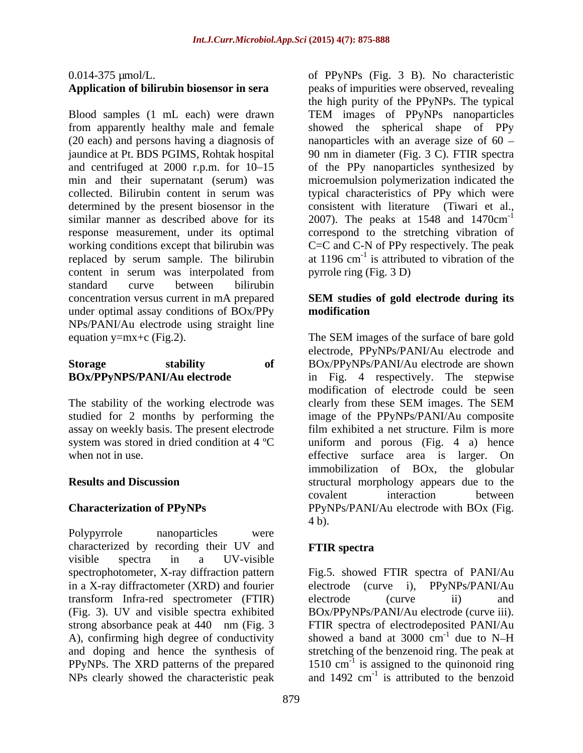0.014-375 μmol/L.

**Application of bilirubin biosensor in sera**

Blood samples (1 mL each) were drawn from apparently healthy male and female (20 each) and persons having a diagnosis of jaundice at Pt. BDS PGIMS, Rohtak hospital and centrifuged at 2000 r.p.m. for 10–15 min and their supernatant (serum) was collected. Bilirubin content in serum was determined by the present biosensor in the similar manner as described above for its response measurement, under its optimal working conditions except that bilirubin was replaced by serum sample. The bilirubin content in serum was interpolated from standard curve between bilirubin concentration versus current in mA prepared under optimal assay conditions of BOx/PPy NPs/PANI/Au electrode using straight line equation y=mx+c (Fig.2).

**Storage stability of BOx/PPyNPS/PANI/Au electrode**

The stability of the working electrode was studied for 2 months by performing the assay on weekly basis. The present electrode system was stored in dried condition at 4 ºC when not in use.

## Results and Discussion

**Characterization of PPyNPs**

Polypyrrole nanoparticles were characterized by recording their UV and visible spectra in a UV-visible spectrophotometer, X-ray diffraction pattern in a X-ray diffractometer (XRD) and fourier transform Infra-red spectrometer (FTIR) (Fig. 3). UV and visible spectra exhibited strong absorbance peak at 440 nm (Fig. 3 A), confirming high degree of conductivity and doping and hence the synthesis of PPyNPs. The XRD patterns of the prepared NPs clearly showed the characteristic peak of PPyNPs (Fig. 3 B). No characteristic peaks of impurities were observed, revealing the high purity of the PPyNPs. The typical TEM images of PPyNPs nanoparticles showed the spherical shape of PPy nanoparticles with an average size of 60 – 90 nm in diameter (Fig. 3 C). FTIR spectra of the PPy nanoparticles synthesized by microemulsion polymerization indicated the typical characteristics of PPy which were consistent with literature (Tiwari et al., 2007). The peaks at 1548 and 1470cm$^{-1}$ correspond to the stretching vibration of C=C and C-N of PPy respectively. The peak at 1196 cm$^{-1}$ is attributed to vibration of the pyrrole ring (Fig. 3 D)

**SEM studies of gold electrode during its modification**

The SEM images of the surface of bare gold electrode, PPyNPs/PANI/Au electrode and BOx/PPyNPs/PANI/Au electrode are shown in Fig. 4 respectively. The stepwise modification of electrode could be seen clearly from these SEM images. The SEM image of the PPyNPs/PANI/Au composite film exhibited a net structure. Film is more uniform and porous (Fig. 4 a) hence effective surface area is larger. On immobilization of BOx, the globular structural morphology appears due to the covalent interaction between PPyNPs/PANI/Au electrode with BOx (Fig. 4 b).

**FTIR spectra**

Fig.5. showed FTIR spectra of PANI/Au electrode (curve i), PPyNPs/PANI/Au electrode (curve ii) and BOx/PPyNPs/PANI/Au electrode (curve iii). FTIR spectra of electrodeposited PANI/Au showed a band at 3000 cm$^{-1}$ due to N–H stretching of the benzenoid ring. The peak at 1510 cm$^{-1}$ is assigned to the quinonoid ring and 1492 cm$^{-1}$ is attributed to the benzoid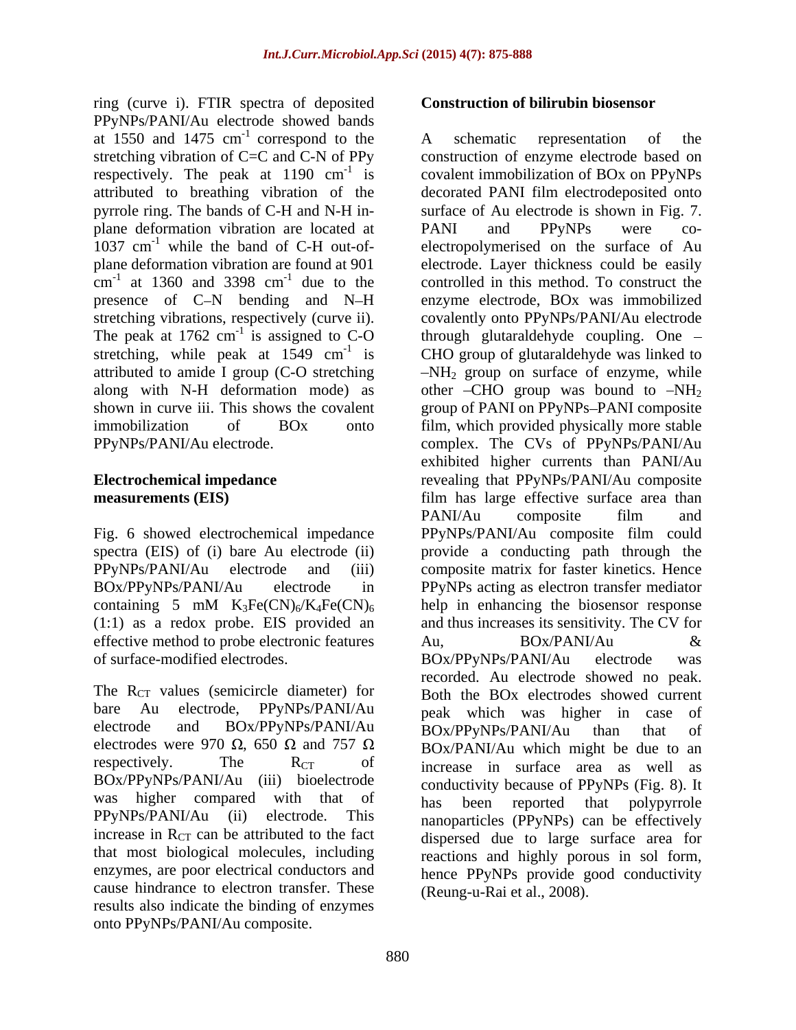ring (curve i). FTIR spectra of deposited PPyNPs/PANI/Au electrode showed bands at 1550 and 1475 $cm^{-1}$ correspond to the stretching vibration of C=C and C-N of PPy respectively. The peak at 1190 $cm^{-1}$ is attributed to breathing vibration of the pyrrole ring. The bands of C-H and N-H in-plane deformation vibration are located at 1037 $cm^{-1}$ while the band of C-H out-of-plane deformation vibration are found at 901 $cm^{-1}$ at 1360 and 3398 $cm^{-1}$ due to the presence of C–N bending and N–H stretching vibrations, respectively (curve ii). The peak at 1762 $cm^{-1}$ is assigned to C-O stretching, while peak at 1549 $cm^{-1}$ is attributed to amide I group (C-O stretching along with N-H deformation mode) as shown in curve iii. This shows the covalent immobilization of BOx onto PPyNPs/PANI/Au electrode.

### Electrochemical impedance measurements (EIS)

Fig. 6 showed electrochemical impedance spectra (EIS) of (i) bare Au electrode (ii) PPyNPs/PANI/Au electrode and (iii) BOx/PPyNPs/PANI/Au electrode in containing 5 mM $K_3Fe(CN)_6/K_4Fe(CN)_6$ (1:1) as a redox probe. EIS provided an effective method to probe electronic features of surface-modified electrodes.

The $R_{CT}$ values (semicircle diameter) for bare Au electrode, PPyNPs/PANI/Au electrode and BOx/PPyNPs/PANI/Au electrodes were 970 Ω, 650 Ω and 757 Ω respectively. The $R_{CT}$ of BOx/PPyNPs/PANI/Au (iii) bioelectrode was higher compared with that of PPyNPs/PANI/Au (ii) electrode. This increase in $R_{CT}$ can be attributed to the fact that most biological molecules, including enzymes, are poor electrical conductors and cause hindrance to electron transfer. These results also indicate the binding of enzymes onto PPyNPs/PANI/Au composite.

### Construction of bilirubin biosensor

A schematic representation of the construction of enzyme electrode based on covalent immobilization of BOx on PPyNPs decorated PANI film electrodeposited onto surface of Au electrode is shown in Fig. 7. PANI and PPyNPs were co-electropolymerised on the surface of Au electrode. Layer thickness could be easily controlled in this method. To construct the enzyme electrode, BOx was immobilized covalently onto PPyNPs/PANI/Au electrode through glutaraldehyde coupling. One –CHO group of glutaraldehyde was linked to $-NH_2$ group on surface of enzyme, while other –CHO group was bound to $-NH_2$ group of PANI on PPyNPs–PANI composite film, which provided physically more stable complex. The CVs of PPyNPs/PANI/Au exhibited higher currents than PANI/Au revealing that PPyNPs/PANI/Au composite film has large effective surface area than PANI/Au composite film and PPyNPs/PANI/Au composite film could provide a conducting path through the composite matrix for faster kinetics. Hence PPyNPs acting as electron transfer mediator help in enhancing the biosensor response and thus increases its sensitivity. The CV for Au, BOx/PANI/Au & BOx/PPyNPs/PANI/Au electrode was recorded. Au electrode showed no peak. Both the BOx electrodes showed current peak which was higher in case of BOx/PPyNPs/PANI/Au than that of BOx/PANI/Au which might be due to an increase in surface area as well as conductivity because of PPyNPs (Fig. 8). It has been reported that polypyrrole nanoparticles (PPyNPs) can be effectively dispersed due to large surface area for reactions and highly porous in sol form, hence PPyNPs provide good conductivity (Reung-u-Rai et al., 2008).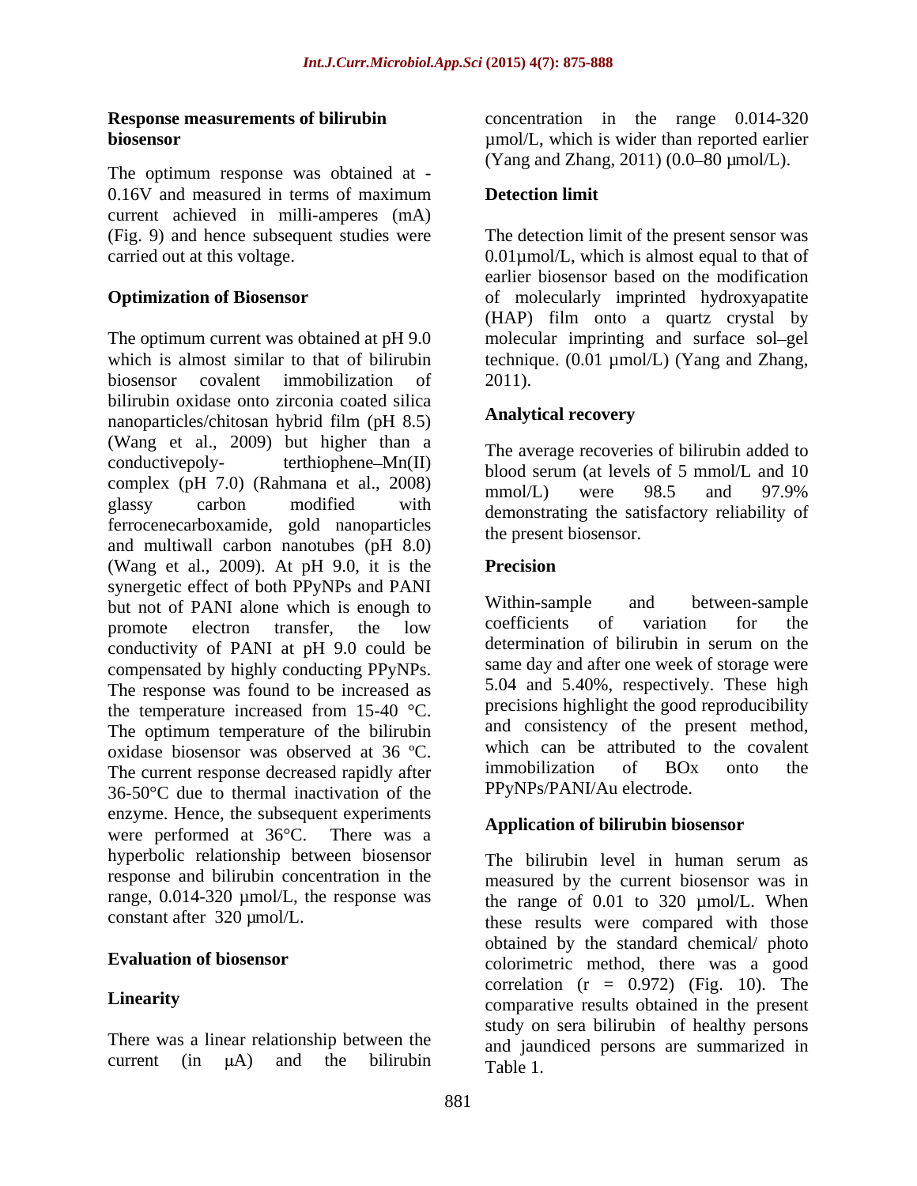## Response measurements of bilirubin biosensor

The optimum response was obtained at -0.16V and measured in terms of maximum current achieved in milli-amperes (mA) (Fig. 9) and hence subsequent studies were carried out at this voltage.

## Optimization of Biosensor

The optimum current was obtained at pH 9.0 which is almost similar to that of bilirubin biosensor covalent immobilization of bilirubin oxidase onto zirconia coated silica nanoparticles/chitosan hybrid film (pH 8.5) (Wang et al., 2009) but higher than a conductivepoly- terthiophene–Mn(II) complex (pH 7.0) (Rahmana et al., 2008) glassy carbon modified with ferrocenecarboxamide, gold nanoparticles and multiwall carbon nanotubes (pH 8.0) (Wang et al., 2009). At pH 9.0, it is the synergetic effect of both PPyNPs and PANI but not of PANI alone which is enough to promote electron transfer, the low conductivity of PANI at pH 9.0 could be compensated by highly conducting PPyNPs. The response was found to be increased as the temperature increased from 15-40 °C. The optimum temperature of the bilirubin oxidase biosensor was observed at 36 ºC. The current response decreased rapidly after 36-50°C due to thermal inactivation of the enzyme. Hence, the subsequent experiments were performed at 36°C. There was a hyperbolic relationship between biosensor response and bilirubin concentration in the range, 0.014-320 µmol/L, the response was constant after 320 µmol/L.

## Evaluation of biosensor

### Linearity

There was a linear relationship between the current (in µA) and the bilirubin concentration in the range 0.014-320 µmol/L, which is wider than reported earlier (Yang and Zhang, 2011) (0.0–80 µmol/L).

### Detection limit

The detection limit of the present sensor was 0.01µmol/L, which is almost equal to that of earlier biosensor based on the modification of molecularly imprinted hydroxyapatite (HAP) film onto a quartz crystal by molecular imprinting and surface sol–gel technique. (0.01 µmol/L) (Yang and Zhang, 2011).

### Analytical recovery

The average recoveries of bilirubin added to blood serum (at levels of 5 mmol/L and 10 mmol/L) were 98.5 and 97.9% demonstrating the satisfactory reliability of the present biosensor.

### Precision

Within-sample and between-sample coefficients of variation for the determination of bilirubin in serum on the same day and after one week of storage were 5.04 and 5.40%, respectively. These high precisions highlight the good reproducibility and consistency of the present method, which can be attributed to the covalent immobilization of BOx onto the PPyNPs/PANI/Au electrode.

### Application of bilirubin biosensor

The bilirubin level in human serum as measured by the current biosensor was in the range of 0.01 to 320 µmol/L. When these results were compared with those obtained by the standard chemical/ photo colorimetric method, there was a good correlation ($r = 0.972$) (Fig. 10). The comparative results obtained in the present study on sera bilirubin of healthy persons and jaundiced persons are summarized in Table 1.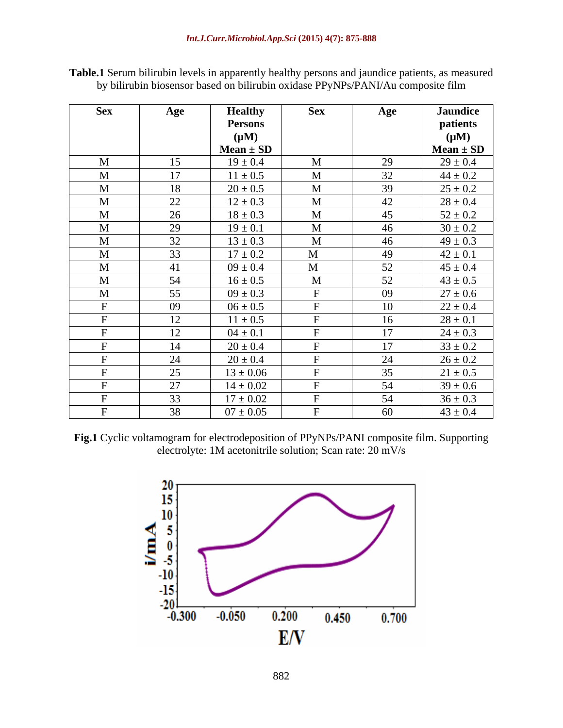**Table.1** Serum bilirubin levels in apparently healthy persons and jaundice patients, as measured by bilirubin biosensor based on bilirubin oxidase PPyNPs/PANI/Au composite film

| Sex | Age | Healthy Persons (μM) Mean ± SD | Sex | Age | Jaundice patients (μM) Mean ± SD |
|---|---|---|---|---|---|
| M | 15 | 19 ± 0.4 | M | 29 | 29 ± 0.4 |
| M | 17 | 11 ± 0.5 | M | 32 | 44 ± 0.2 |
| M | 18 | 20 ± 0.5 | M | 39 | 25 ± 0.2 |
| M | 22 | 12 ± 0.3 | M | 42 | 28 ± 0.4 |
| M | 26 | 18 ± 0.3 | M | 45 | 52 ± 0.2 |
| M | 29 | 19 ± 0.1 | M | 46 | 30 ± 0.2 |
| M | 32 | 13 ± 0.3 | M | 46 | 49 ± 0.3 |
| M | 33 | 17 ± 0.2 | M | 49 | 42 ± 0.1 |
| M | 41 | 09 ± 0.4 | M | 52 | 45 ± 0.4 |
| M | 54 | 16 ± 0.5 | M | 52 | 43 ± 0.5 |
| M | 55 | 09 ± 0.3 | F | 09 | 27 ± 0.6 |
| F | 09 | 06 ± 0.5 | F | 10 | 22 ± 0.4 |
| F | 12 | 11 ± 0.5 | F | 16 | 28 ± 0.1 |
| F | 12 | 04 ± 0.1 | F | 17 | 24 ± 0.3 |
| F | 14 | 20 ± 0.4 | F | 17 | 33 ± 0.2 |
| F | 24 | 20 ± 0.4 | F | 24 | 26 ± 0.2 |
| F | 25 | 13 ± 0.06 | F | 35 | 21 ± 0.5 |
| F | 27 | 14 ± 0.02 | F | 54 | 39 ± 0.6 |
| F | 33 | 17 ± 0.02 | F | 54 | 36 ± 0.3 |
| F | 38 | 07 ± 0.05 | F | 60 | 43 ± 0.4 |

**Fig.1** Cyclic voltamogram for electrodeposition of PPyNPs/PANI composite film. Supporting electrolyte: 1M acetonitrile solution; Scan rate: 20 mV/s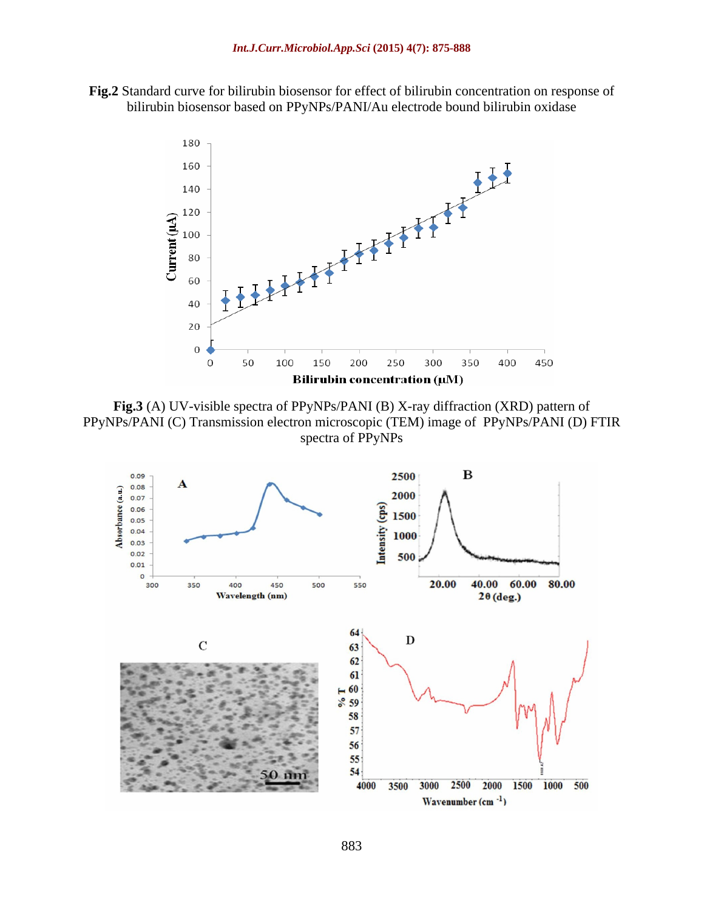**Fig.2** Standard curve for bilirubin biosensor for effect of bilirubin concentration on response of bilirubin biosensor based on PPyNPs/PANI/Au electrode bound bilirubin oxidase

**Fig.3** (A) UV-visible spectra of PPyNPs/PANI (B) X-ray diffraction (XRD) pattern of PPyNPs/PANI (C) Transmission electron microscopic (TEM) image of PPyNPs/PANI (D) FTIR spectra of PPyNPs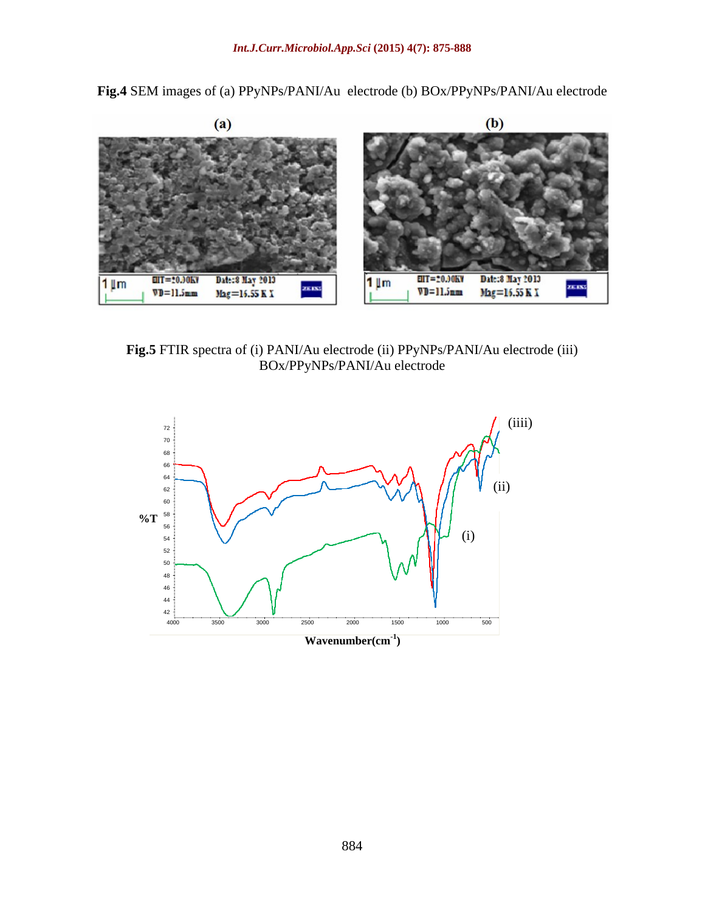**Fig.4** SEM images of (a) PPyNPs/PANI/Au electrode (b) BOx/PPyNPs/PANI/Au electrode

**Fig.5** FTIR spectra of (i) PANI/Au electrode (ii) PPyNPs/PANI/Au electrode (iii) BOx/PPyNPs/PANI/Au electrode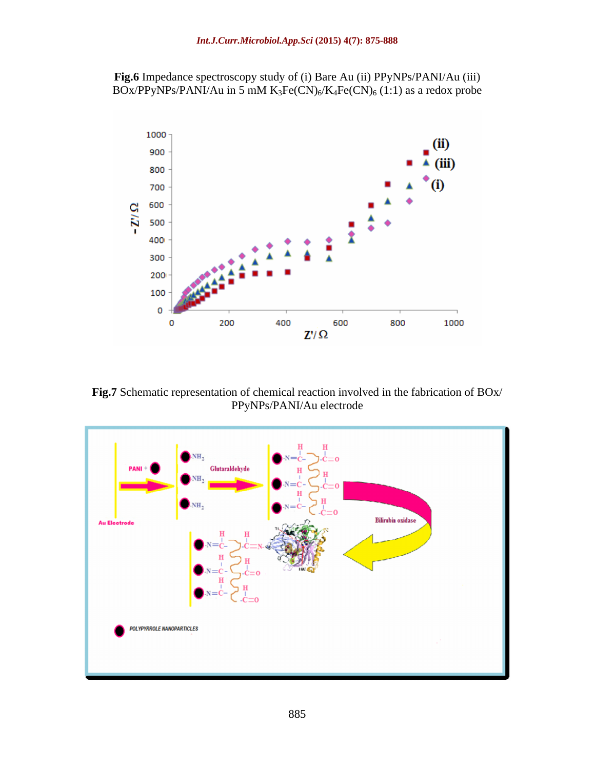**Fig.6** Impedance spectroscopy study of (i) Bare Au (ii) PPyNPs/PANI/Au (iii) BOx/PPyNPs/PANI/Au in 5 mM $K_3Fe(CN)_6/K_4Fe(CN)_6$ (1:1) as a redox probe

**Fig.7** Schematic representation of chemical reaction involved in the fabrication of BOx/ PPyNPs/PANI/Au electrode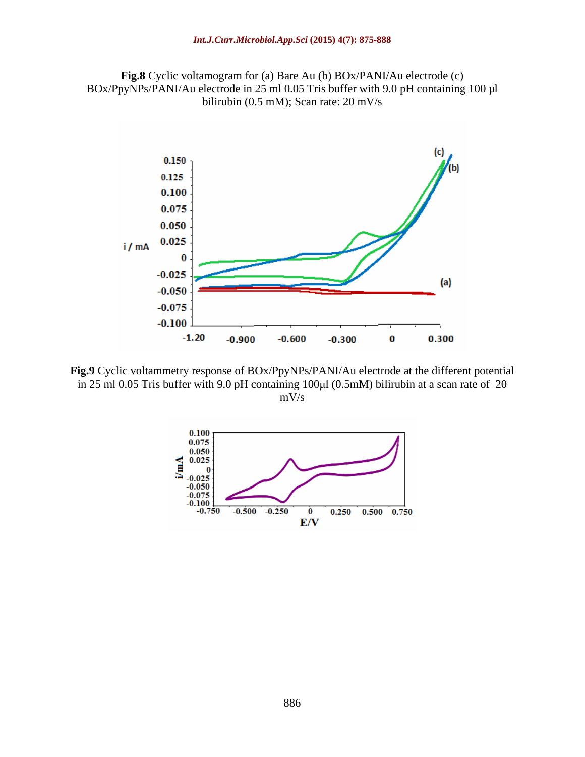**Fig.8** Cyclic voltamogram for (a) Bare Au (b) BOx/PANI/Au electrode (c) BOx/PpyNPs/PANI/Au electrode in 25 ml 0.05 Tris buffer with 9.0 pH containing 100 µl bilirubin (0.5 mM); Scan rate: 20 mV/s

**Fig.9** Cyclic voltammetry response of BOx/PpyNPs/PANI/Au electrode at the different potential in 25 ml 0.05 Tris buffer with 9.0 pH containing 100µl (0.5mM) bilirubin at a scan rate of 20 mV/s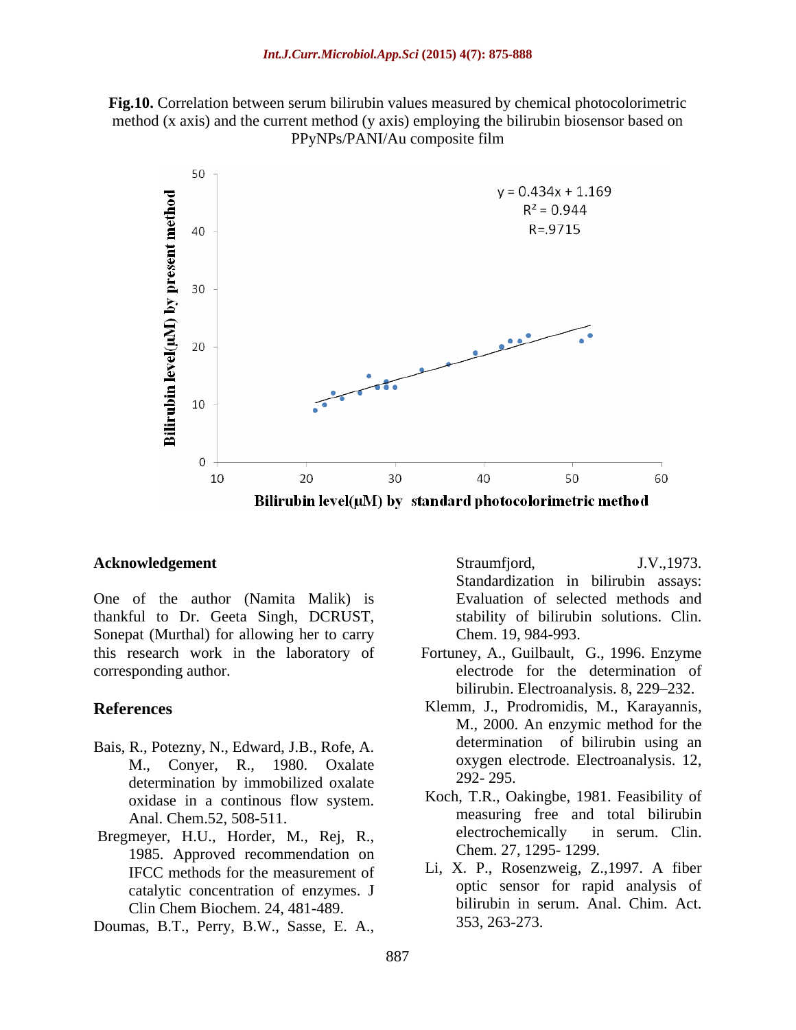**Fig.10.** Correlation between serum bilirubin values measured by chemical photocolorimetric method (x axis) and the current method (y axis) employing the bilirubin biosensor based on PPyNPs/PANI/Au composite film

## Acknowledgement

One of the author (Namita Malik) is thankful to Dr. Geeta Singh, DCRUST, Sonepat (Murthal) for allowing her to carry this research work in the laboratory of corresponding author.

## References

Bais, R., Potezny, N., Edward, J.B., Rofe, A. M., Conyer, R., 1980. Oxalate determination by immobilized oxalate oxidase in a continous flow system. Anal. Chem.52, 508-511.

Bregmeyer, H.U., Horder, M., Rej, R., 1985. Approved recommendation on IFCC methods for the measurement of catalytic concentration of enzymes. J Clin Chem Biochem. 24, 481-489.

Doumas, B.T., Perry, B.W., Sasse, E. A., Straumfjord, J.V.,1973. Standardization in bilirubin assays: Evaluation of selected methods and stability of bilirubin solutions. Clin. Chem. 19, 984-993.

Fortuney, A., Guilbault, G., 1996. Enzyme electrode for the determination of bilirubin. Electroanalysis. 8, 229–232.

Klemm, J., Prodromidis, M., Karayannis, M., 2000. An enzymic method for the determination of bilirubin using an oxygen electrode. Electroanalysis. 12, 292- 295.

Koch, T.R., Oakingbe, 1981. Feasibility of measuring free and total bilirubin electrochemically in serum. Clin. Chem. 27, 1295- 1299.

Li, X. P., Rosenzweig, Z.,1997. A fiber optic sensor for rapid analysis of bilirubin in serum. Anal. Chim. Act. 353, 263-273.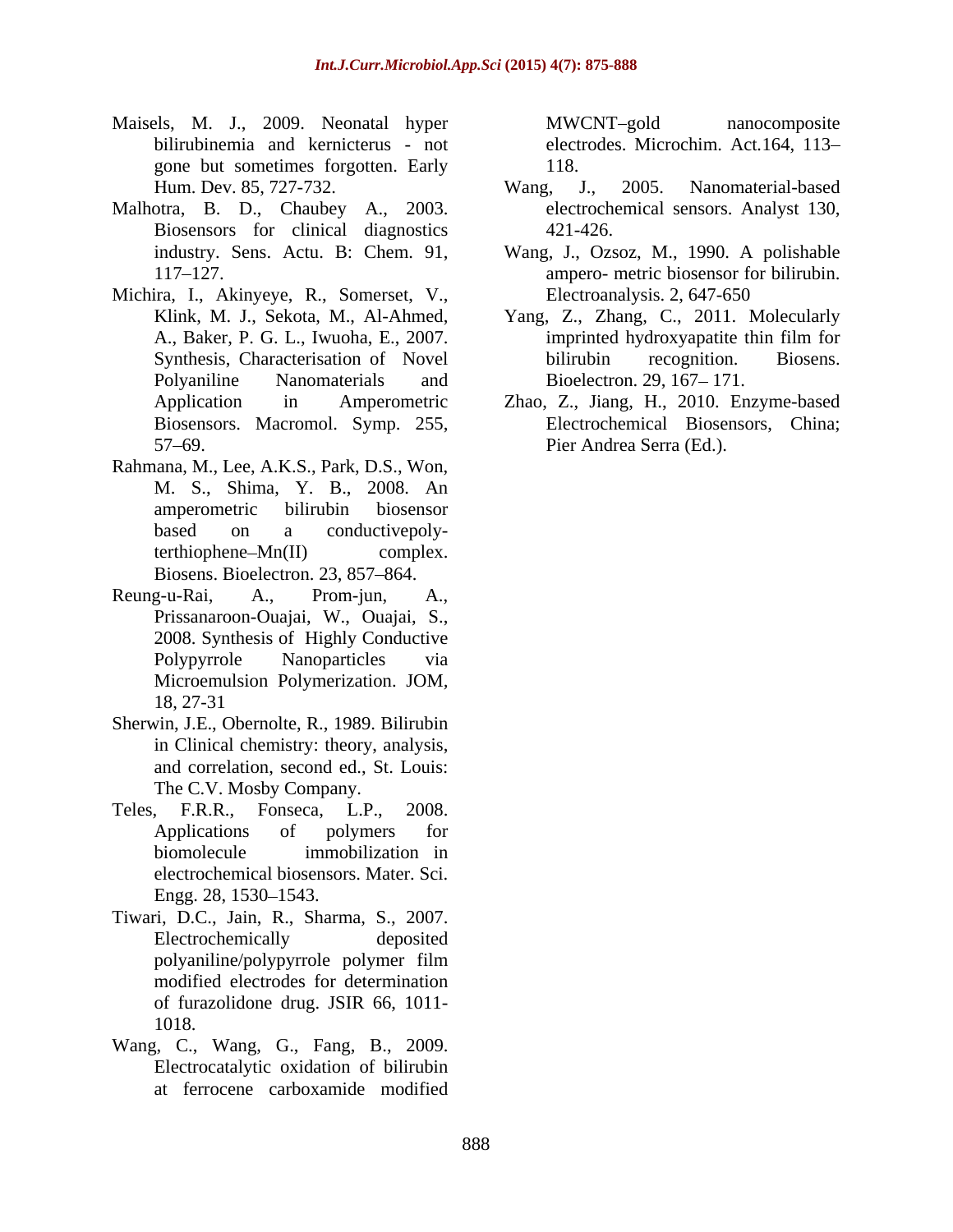- Maisels, M. J., 2009. Neonatal hyper bilirubinemia and kernicterus - not gone but sometimes forgotten. Early Hum. Dev. 85, 727-732.
- Malhotra, B. D., Chaubey A., 2003. Biosensors for clinical diagnostics industry. Sens. Actu. B: Chem. 91, 117–127.
- Michira, I., Akinyeye, R., Somerset, V., Klink, M. J., Sekota, M., Al-Ahmed, A., Baker, P. G. L., Iwuoha, E., 2007. Synthesis, Characterisation of Novel Polyaniline Nanomaterials and Application in Amperometric Biosensors. Macromol. Symp. 255, 57–69.
- Rahmana, M., Lee, A.K.S., Park, D.S., Won, M. S., Shima, Y. B., 2008. An amperometric bilirubin biosensor based on a conductivepoly-terthiophene–Mn(II) complex. Biosens. Bioelectron. 23, 857–864.
- Reung-u-Rai, A., Prom-jun, A., Prissanaroon-Ouajai, W., Ouajai, S., 2008. Synthesis of Highly Conductive Polypyrrole Nanoparticles via Microemulsion Polymerization. JOM, 18, 27-31
- Sherwin, J.E., Obernolte, R., 1989. Bilirubin in Clinical chemistry: theory, analysis, and correlation, second ed., St. Louis: The C.V. Mosby Company.
- Teles, F.R.R., Fonseca, L.P., 2008. Applications of polymers for biomolecule immobilization in electrochemical biosensors. Mater. Sci. Engg. 28, 1530–1543.
- Tiwari, D.C., Jain, R., Sharma, S., 2007. Electrochemically deposited polyaniline/polypyrrole polymer film modified electrodes for determination of furazolidone drug. JSIR 66, 1011-1018.
- Wang, C., Wang, G., Fang, B., 2009. Electrocatalytic oxidation of bilirubin at ferrocene carboxamide modified MWCNT–gold nanocomposite electrodes. Microchim. Act.164, 113–118.
- Wang, J., 2005. Nanomaterial-based electrochemical sensors. Analyst 130, 421-426.
- Wang, J., Ozsoz, M., 1990. A polishable ampero- metric biosensor for bilirubin. Electroanalysis. 2, 647-650
- Yang, Z., Zhang, C., 2011. Molecularly imprinted hydroxyapatite thin film for bilirubin recognition. Biosens. Bioelectron. 29, 167– 171.
- Zhao, Z., Jiang, H., 2010. Enzyme-based Electrochemical Biosensors, China; Pier Andrea Serra (Ed.).